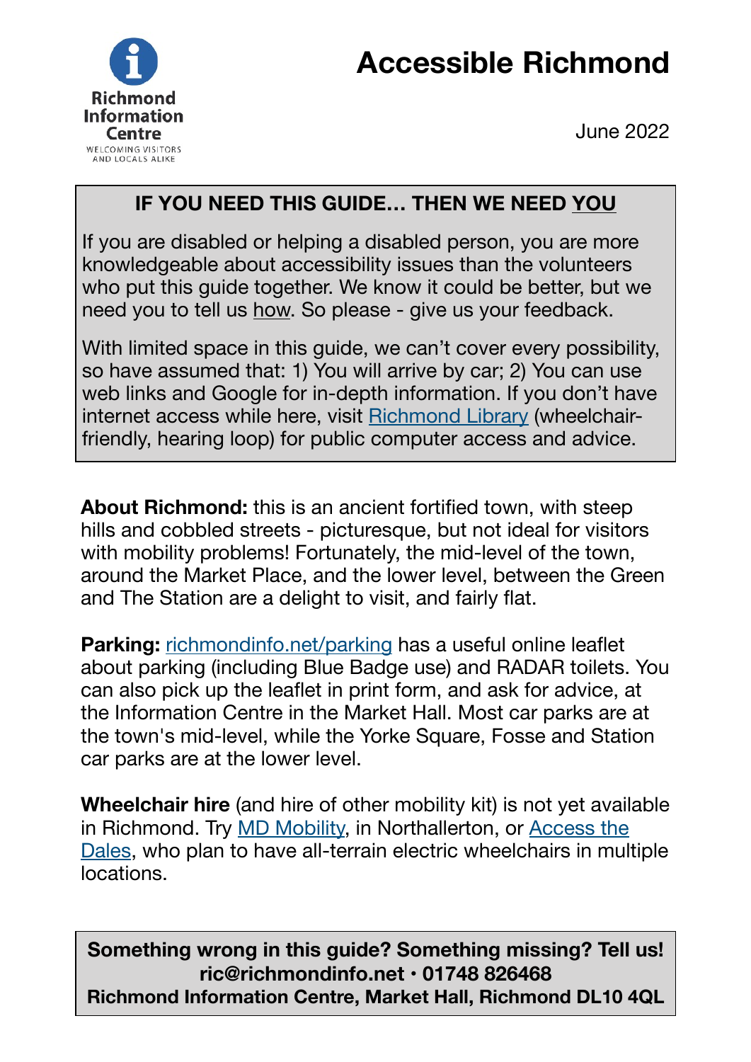Richmond Information Centre
WELCOMING VISITORS AND LOCALS ALIKE

# Accessible Richmond

June 2022

**IF YOU NEED THIS GUIDE… THEN WE NEED YOU**

If you are disabled or helping a disabled person, you are more knowledgeable about accessibility issues than the volunteers who put this guide together. We know it could be better, but we need you to tell us how. So please - give us your feedback.

With limited space in this guide, we can't cover every possibility, so have assumed that: 1) You will arrive by car; 2) You can use web links and Google for in-depth information. If you don't have internet access while here, visit Richmond Library (wheelchair-friendly, hearing loop) for public computer access and advice.

**About Richmond:** this is an ancient fortified town, with steep hills and cobbled streets - picturesque, but not ideal for visitors with mobility problems! Fortunately, the mid-level of the town, around the Market Place, and the lower level, between the Green and The Station are a delight to visit, and fairly flat.

**Parking:** richmondinfo.net/parking has a useful online leaflet about parking (including Blue Badge use) and RADAR toilets. You can also pick up the leaflet in print form, and ask for advice, at the Information Centre in the Market Hall. Most car parks are at the town's mid-level, while the Yorke Square, Fosse and Station car parks are at the lower level.

**Wheelchair hire** (and hire of other mobility kit) is not yet available in Richmond. Try MD Mobility, in Northallerton, or Access the Dales, who plan to have all-terrain electric wheelchairs in multiple locations.

**Something wrong in this guide? Something missing? Tell us!**
**ric@richmondinfo.net · 01748 826468**
**Richmond Information Centre, Market Hall, Richmond DL10 4QL**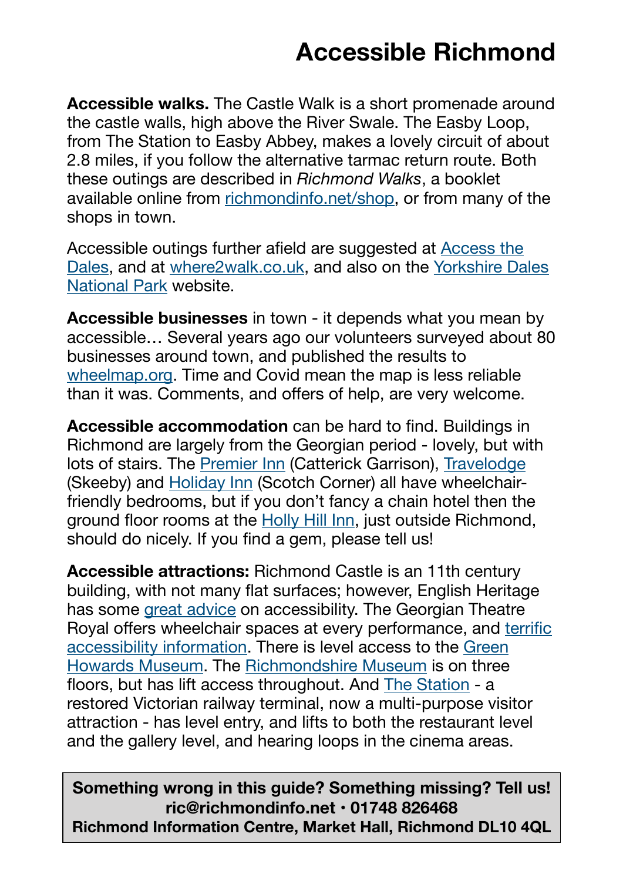# Accessible Richmond

**Accessible walks.** The Castle Walk is a short promenade around the castle walls, high above the River Swale. The Easby Loop, from The Station to Easby Abbey, makes a lovely circuit of about 2.8 miles, if you follow the alternative tarmac return route. Both these outings are described in *Richmond Walks*, a booklet available online from richmondinfo.net/shop, or from many of the shops in town.

Accessible outings further afield are suggested at Access the Dales, and at where2walk.co.uk, and also on the Yorkshire Dales National Park website.

**Accessible businesses** in town - it depends what you mean by accessible… Several years ago our volunteers surveyed about 80 businesses around town, and published the results to wheelmap.org. Time and Covid mean the map is less reliable than it was. Comments, and offers of help, are very welcome.

**Accessible accommodation** can be hard to find. Buildings in Richmond are largely from the Georgian period - lovely, but with lots of stairs. The Premier Inn (Catterick Garrison), Travelodge (Skeeby) and Holiday Inn (Scotch Corner) all have wheelchair-friendly bedrooms, but if you don't fancy a chain hotel then the ground floor rooms at the Holly Hill Inn, just outside Richmond, should do nicely. If you find a gem, please tell us!

**Accessible attractions:** Richmond Castle is an 11th century building, with not many flat surfaces; however, English Heritage has some great advice on accessibility. The Georgian Theatre Royal offers wheelchair spaces at every performance, and terrific accessibility information. There is level access to the Green Howards Museum. The Richmondshire Museum is on three floors, but has lift access throughout. And The Station - a restored Victorian railway terminal, now a multi-purpose visitor attraction - has level entry, and lifts to both the restaurant level and the gallery level, and hearing loops in the cinema areas.

**Something wrong in this guide? Something missing? Tell us!**
**ric@richmondinfo.net · 01748 826468**
**Richmond Information Centre, Market Hall, Richmond DL10 4QL**